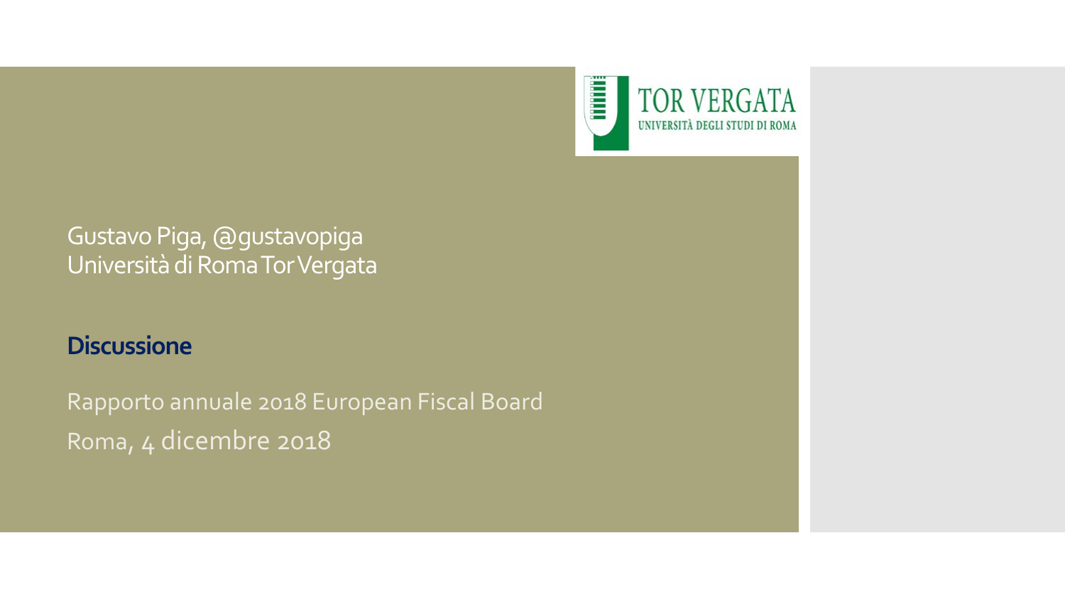TOR VERGATA
UNIVERSITÀ DEGLI STUDI DI ROMA

Gustavo Piga, @gustavopiga
Università di Roma Tor Vergata

**Discussione**

Rapporto annuale 2018 European Fiscal Board
Roma, 4 dicembre 2018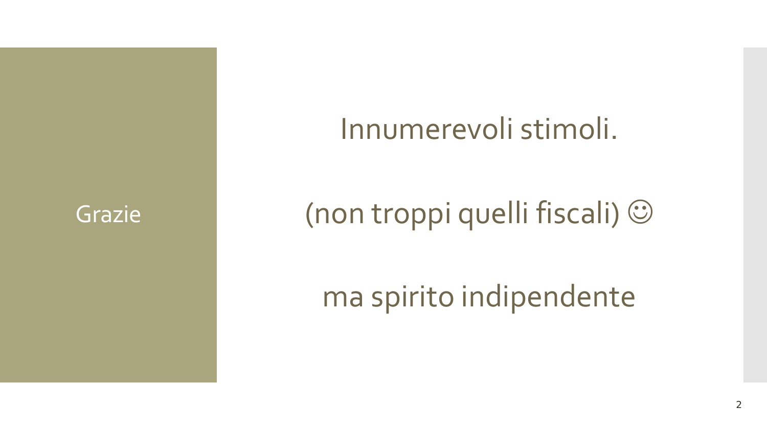## Grazie

Innumerevoli stimoli.

(non troppi quelli fiscali) ☺

ma spirito indipendente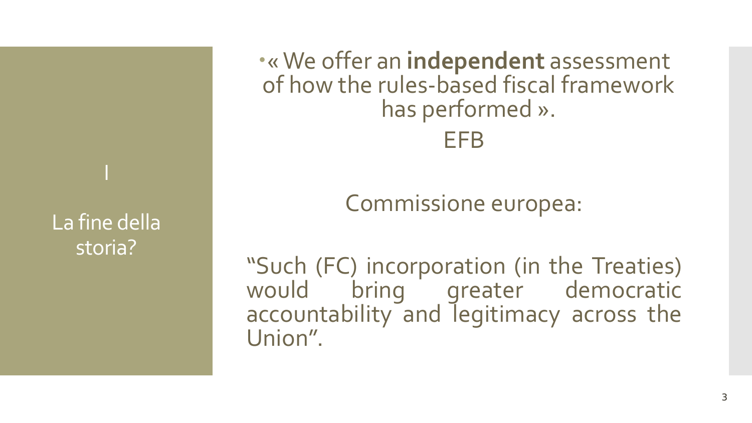## I

## La fine della storia?

- « We offer an **independent** assessment of how the rules-based fiscal framework has performed ».

EFB

Commissione europea:

"Such (FC) incorporation (in the Treaties) would bring greater democratic accountability and legitimacy across the Union".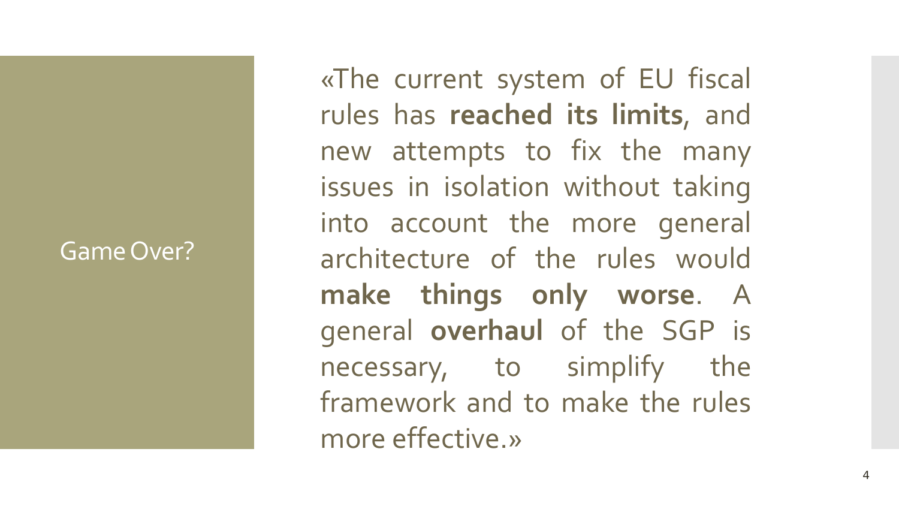## Game Over?

«The current system of EU fiscal rules has **reached its limits**, and new attempts to fix the many issues in isolation without taking into account the more general architecture of the rules would **make things only worse**. A general **overhaul** of the SGP is necessary, to simplify the framework and to make the rules more effective.»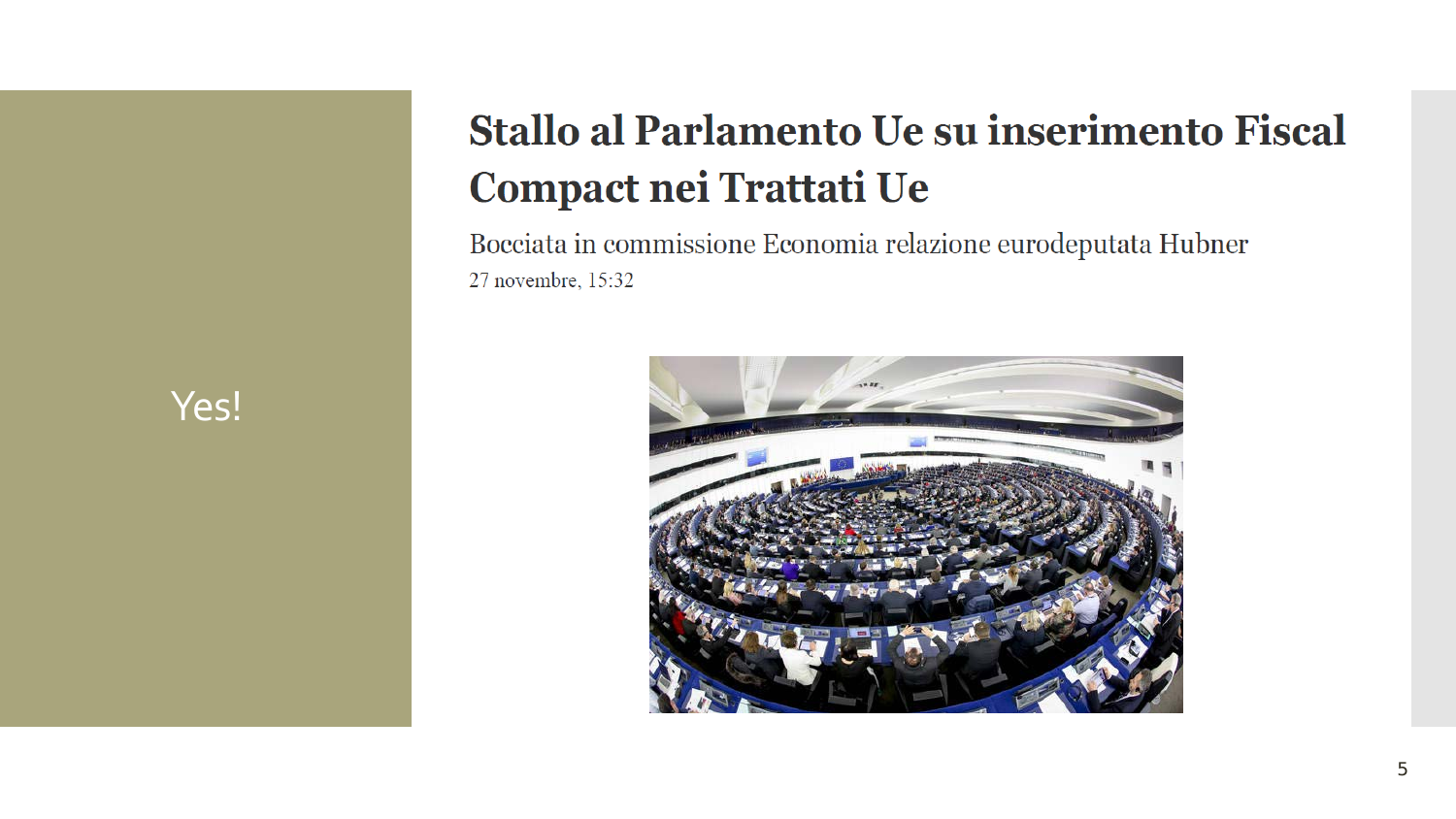Yes!

# Stallo al Parlamento Ue su inserimento Fiscal Compact nei Trattati Ue

Bocciata in commissione Economia relazione eurodeputata Hubner

27 novembre, 15:32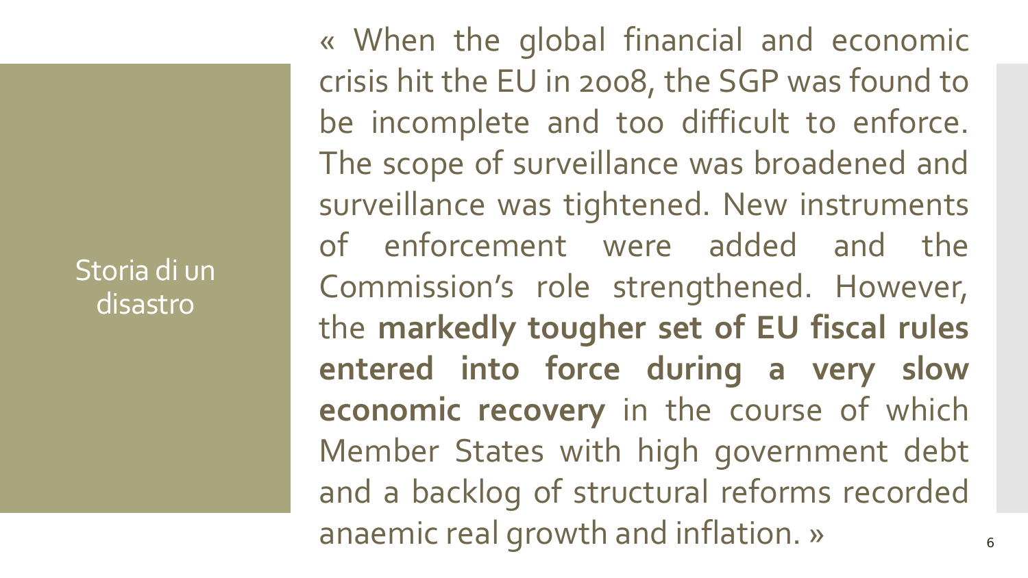## Storia di un disastro

« When the global financial and economic crisis hit the EU in 2008, the SGP was found to be incomplete and too difficult to enforce. The scope of surveillance was broadened and surveillance was tightened. New instruments of enforcement were added and the Commission's role strengthened. However, the **markedly tougher set of EU fiscal rules entered into force during a very slow economic recovery** in the course of which Member States with high government debt and a backlog of structural reforms recorded anaemic real growth and inflation. »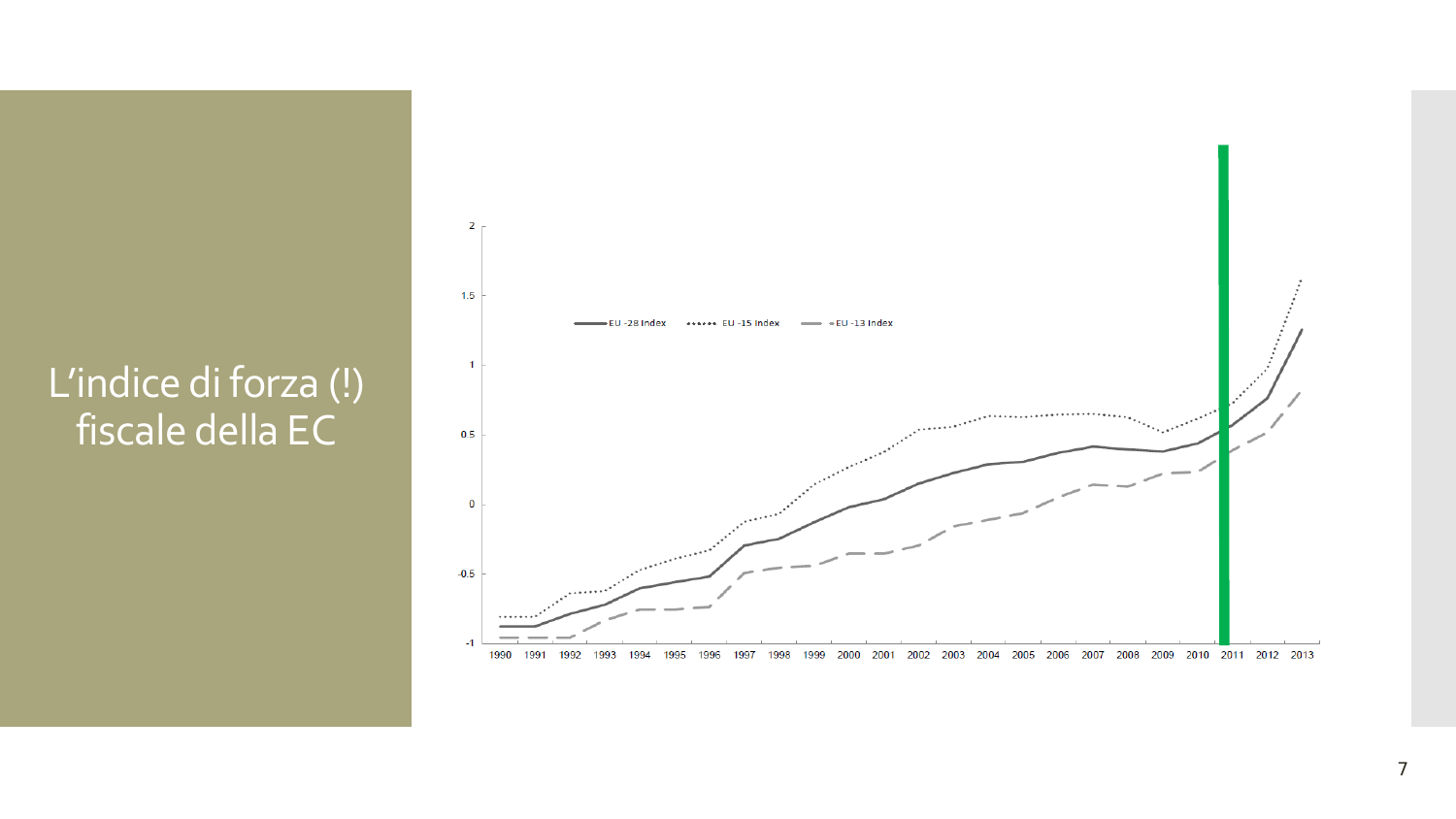# L'indice di forza (!) fiscale della EC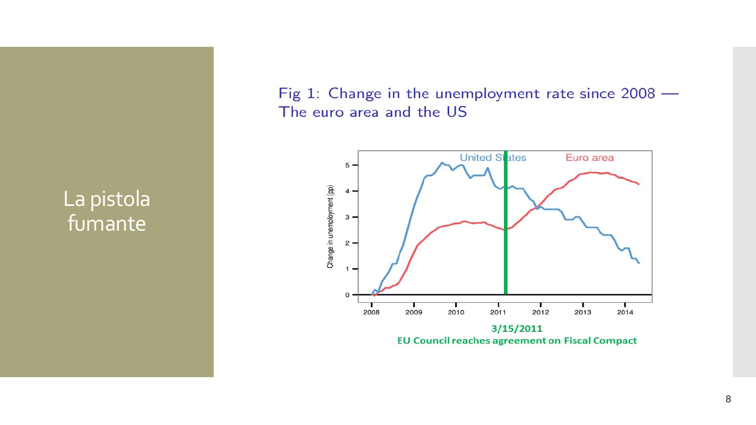# La pistola fumante

Fig 1: Change in the unemployment rate since 2008 — The euro area and the US

3/15/2011
EU Council reaches agreement on Fiscal Compact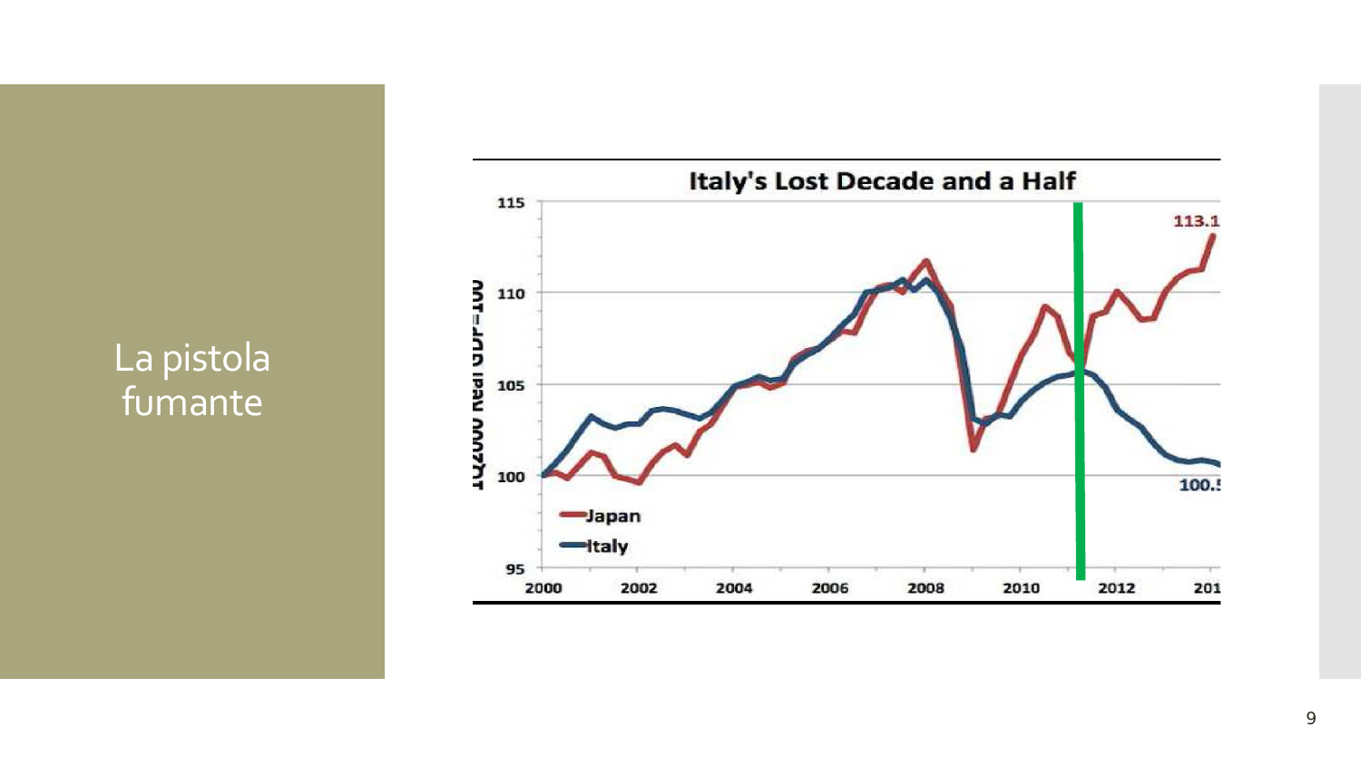# La pistola fumante

**Italy's Lost Decade and a Half**

1Q2000 Real GDP=100

115

110

105

100

95

2000 2002 2004 2006 2008 2010 2012 201

113.1

100.5

Japan

Italy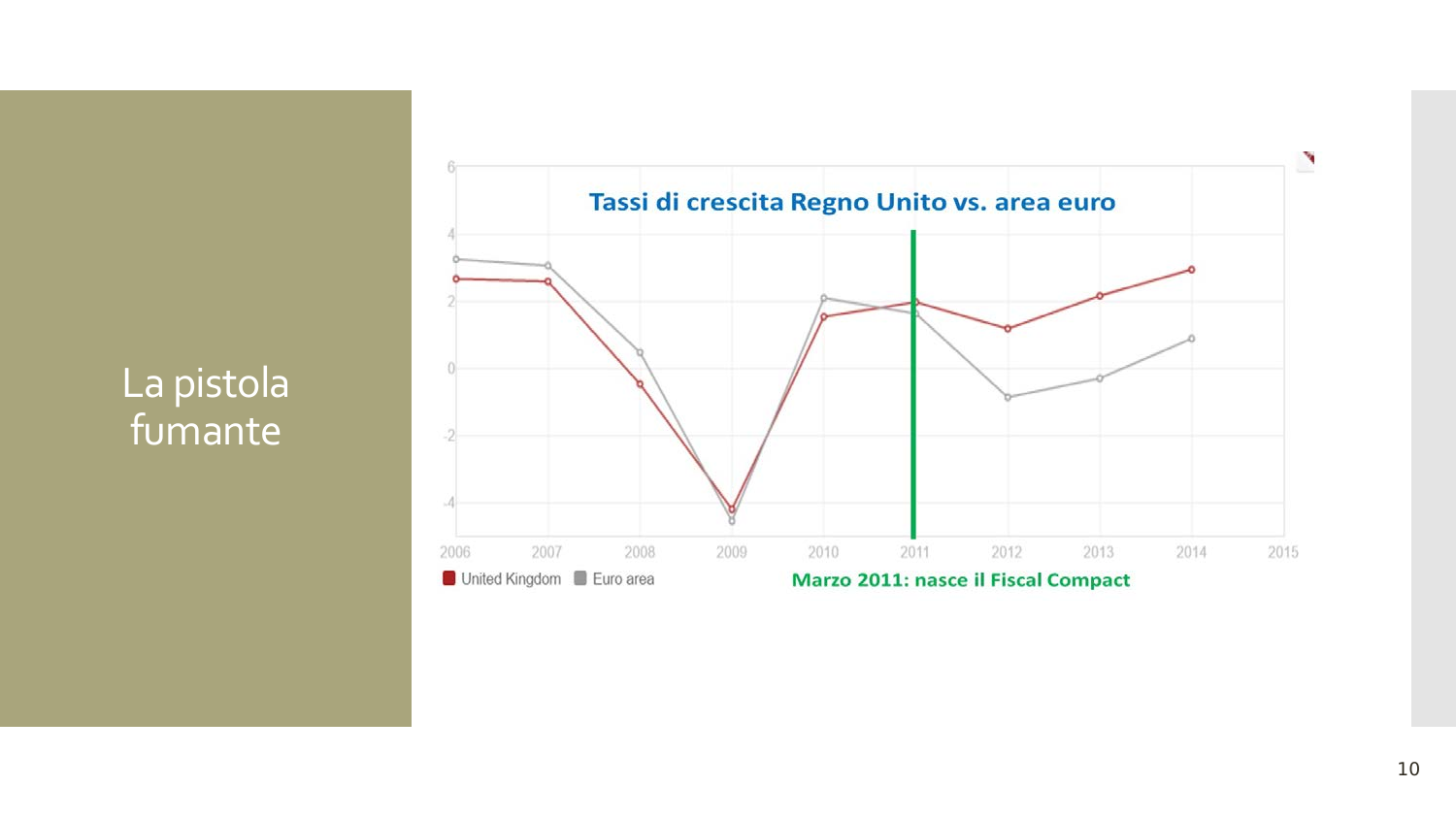# La pistola fumante

Tassi di crescita Regno Unito vs. area euro

United Kingdom | Euro area

Marzo 2011: nasce il Fiscal Compact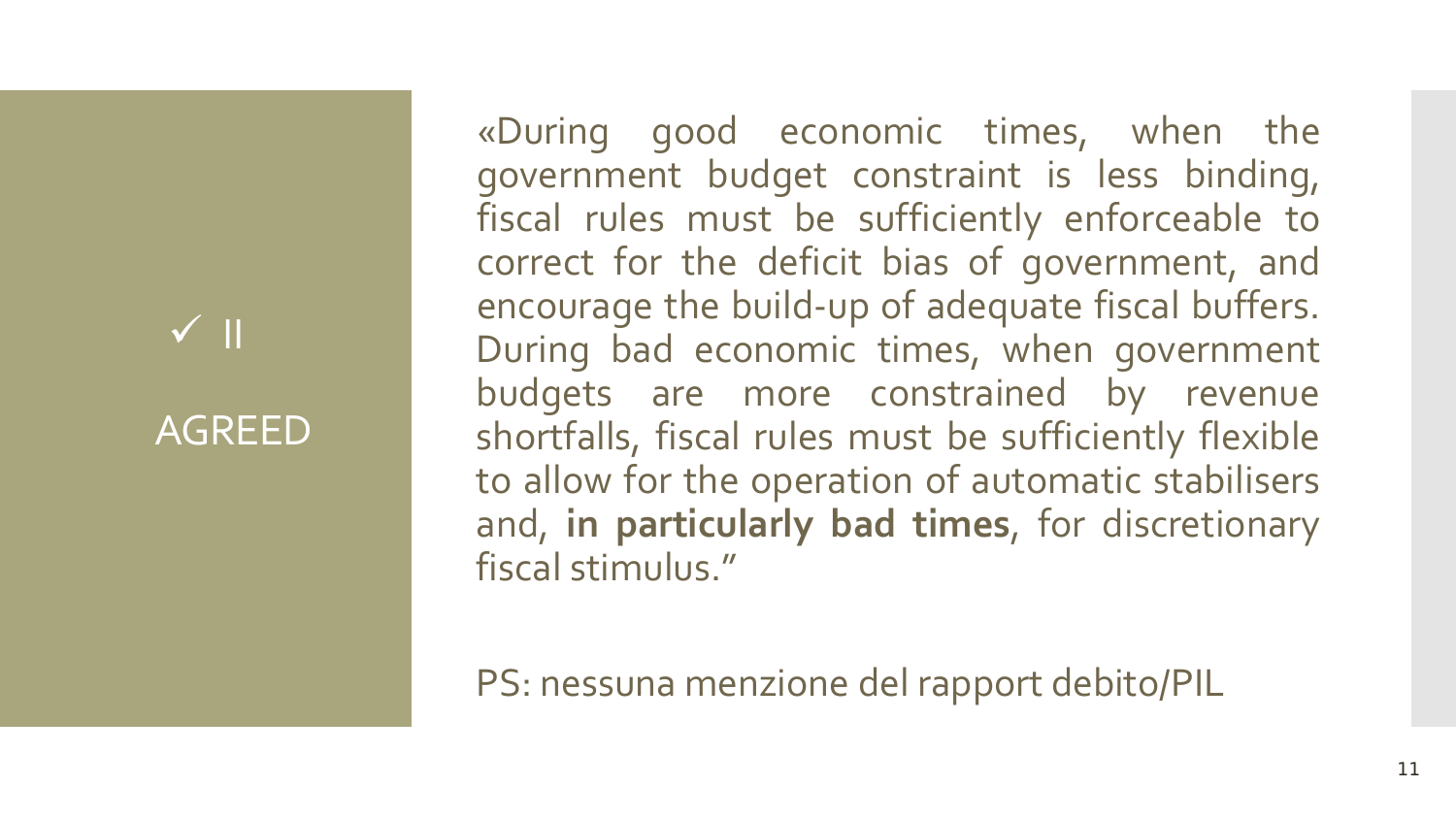## ✓ II AGREED

«During good economic times, when the government budget constraint is less binding, fiscal rules must be sufficiently enforceable to correct for the deficit bias of government, and encourage the build-up of adequate fiscal buffers. During bad economic times, when government budgets are more constrained by revenue shortfalls, fiscal rules must be sufficiently flexible to allow for the operation of automatic stabilisers and, **in particularly bad times**, for discretionary fiscal stimulus."

PS: nessuna menzione del rapport debito/PIL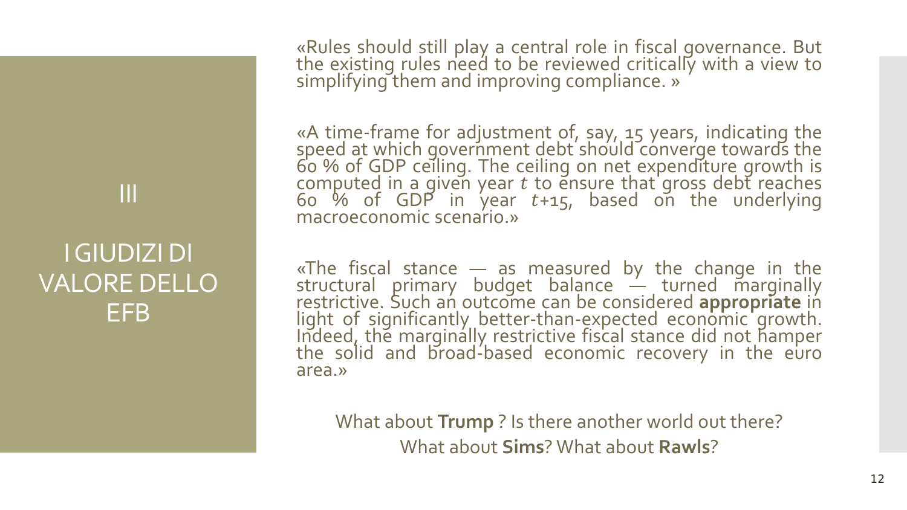## III

## I GIUDIZI DI VALORE DELLO EFB

«Rules should still play a central role in fiscal governance. But the existing rules need to be reviewed critically with a view to simplifying them and improving compliance. »

«A time-frame for adjustment of, say, 15 years, indicating the speed at which government debt should converge towards the 60 % of GDP ceiling. The ceiling on net expenditure growth is computed in a given year $t$ to ensure that gross debt reaches 60 % of GDP in year $t$+15, based on the underlying macroeconomic scenario.»

«The fiscal stance — as measured by the change in the structural primary budget balance — turned marginally restrictive. Such an outcome can be considered **appropriate** in light of significantly better-than-expected economic growth. Indeed, the marginally restrictive fiscal stance did not hamper the solid and broad-based economic recovery in the euro area.»

What about **Trump** ? Is there another world out there?
What about **Sims**? What about **Rawls**?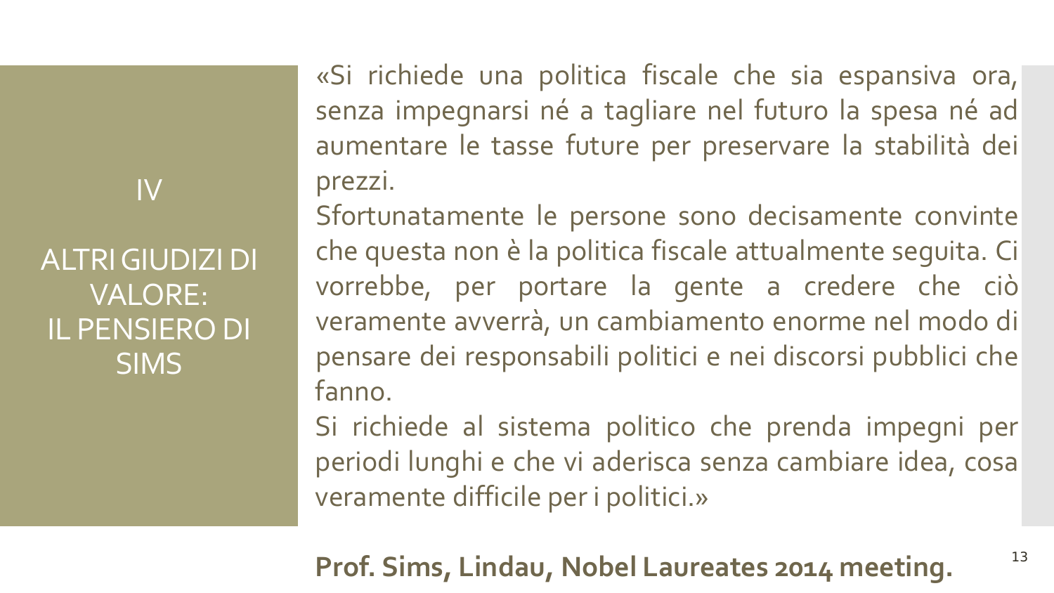## IV

## ALTRI GIUDIZI DI VALORE: IL PENSIERO DI SIMS

«Si richiede una politica fiscale che sia espansiva ora, senza impegnarsi né a tagliare nel futuro la spesa né ad aumentare le tasse future per preservare la stabilità dei prezzi.

Sfortunatamente le persone sono decisamente convinte che questa non è la politica fiscale attualmente seguita. Ci vorrebbe, per portare la gente a credere che ciò veramente avverrà, un cambiamento enorme nel modo di pensare dei responsabili politici e nei discorsi pubblici che fanno.

Si richiede al sistema politico che prenda impegni per periodi lunghi e che vi aderisca senza cambiare idea, cosa veramente difficile per i politici.»

**Prof. Sims, Lindau, Nobel Laureates 2014 meeting.**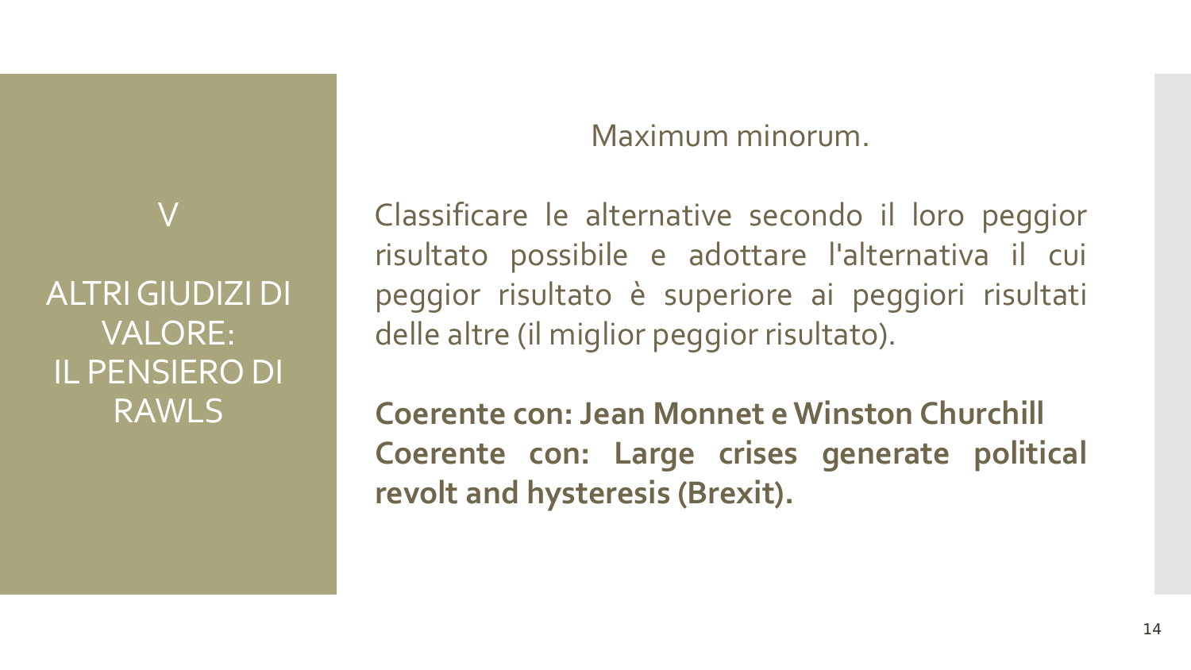# V

# ALTRI GIUDIZI DI VALORE: IL PENSIERO DI RAWLS

Maximum minorum.

Classificare le alternative secondo il loro peggior risultato possibile e adottare l'alternativa il cui peggior risultato è superiore ai peggiori risultati delle altre (il miglior peggior risultato).

**Coerente con: Jean Monnet e Winston Churchill**
**Coerente con: Large crises generate political revolt and hysteresis (Brexit).**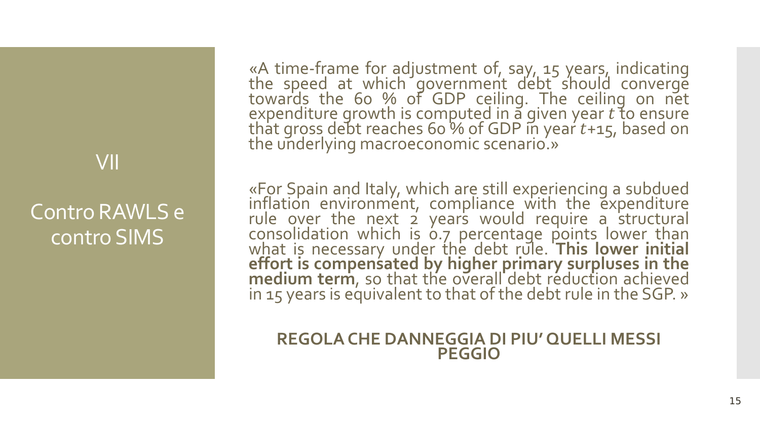## VII

## Contro RAWLS e contro SIMS

«A time-frame for adjustment of, say, 15 years, indicating the speed at which government debt should converge towards the 60 % of GDP ceiling. The ceiling on net expenditure growth is computed in a given year *t* to ensure that gross debt reaches 60 % of GDP in year *t*+15, based on the underlying macroeconomic scenario.»

«For Spain and Italy, which are still experiencing a subdued inflation environment, compliance with the expenditure rule over the next 2 years would require a structural consolidation which is 0.7 percentage points lower than what is necessary under the debt rule. **This lower initial effort is compensated by higher primary surpluses in the medium term**, so that the overall debt reduction achieved in 15 years is equivalent to that of the debt rule in the SGP. »

**REGOLA CHE DANNEGGIA DI PIU' QUELLI MESSI PEGGIO**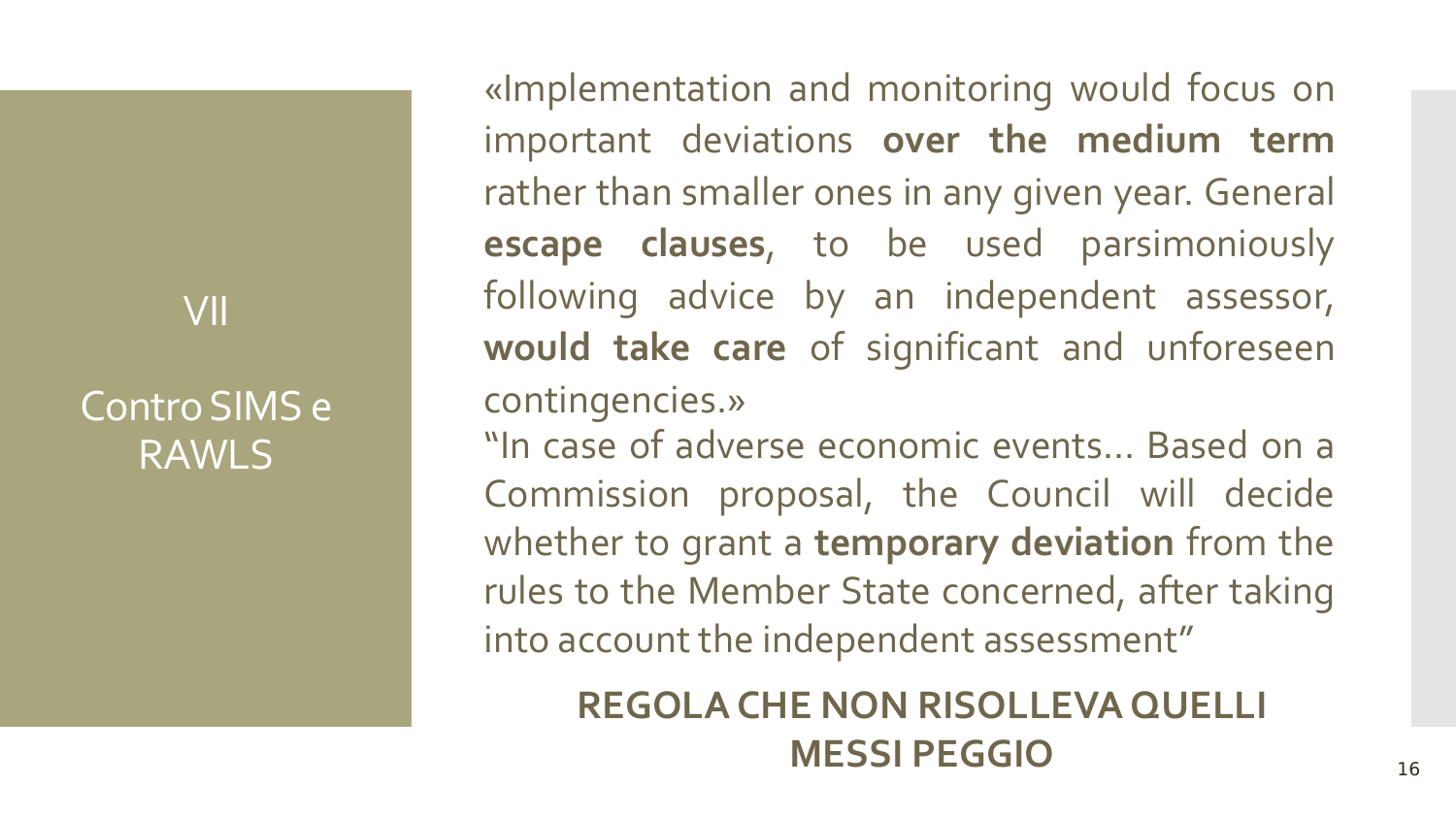## VII

## Contro SIMS e RAWLS

«Implementation and monitoring would focus on important deviations **over the medium term** rather than smaller ones in any given year. General **escape clauses**, to be used parsimoniously following advice by an independent assessor, **would take care** of significant and unforeseen contingencies.»

"In case of adverse economic events… Based on a Commission proposal, the Council will decide whether to grant a **temporary deviation** from the rules to the Member State concerned, after taking into account the independent assessment"

**REGOLA CHE NON RISOLLEVA QUELLI MESSI PEGGIO**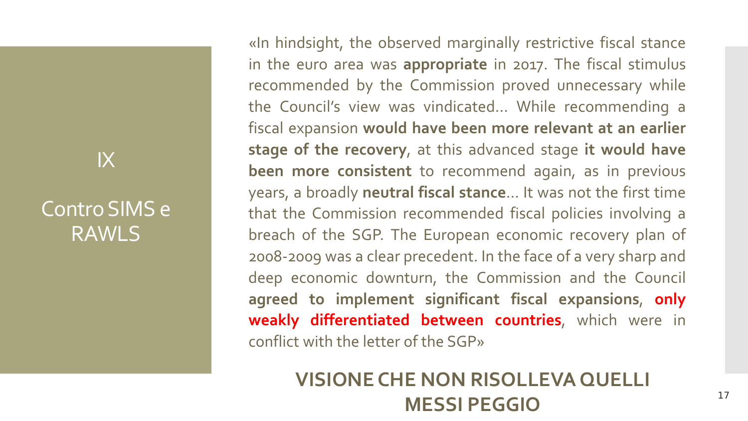## IX

## Contro SIMS e RAWLS

«In hindsight, the observed marginally restrictive fiscal stance in the euro area was **appropriate** in 2017. The fiscal stimulus recommended by the Commission proved unnecessary while the Council's view was vindicated… While recommending a fiscal expansion **would have been more relevant at an earlier stage of the recovery**, at this advanced stage **it would have been more consistent** to recommend again, as in previous years, a broadly **neutral fiscal stance**… It was not the first time that the Commission recommended fiscal policies involving a breach of the SGP. The European economic recovery plan of 2008-2009 was a clear precedent. In the face of a very sharp and deep economic downturn, the Commission and the Council **agreed to implement significant fiscal expansions**, **only weakly differentiated between countries**, which were in conflict with the letter of the SGP»

**VISIONE CHE NON RISOLLEVA QUELLI MESSI PEGGIO**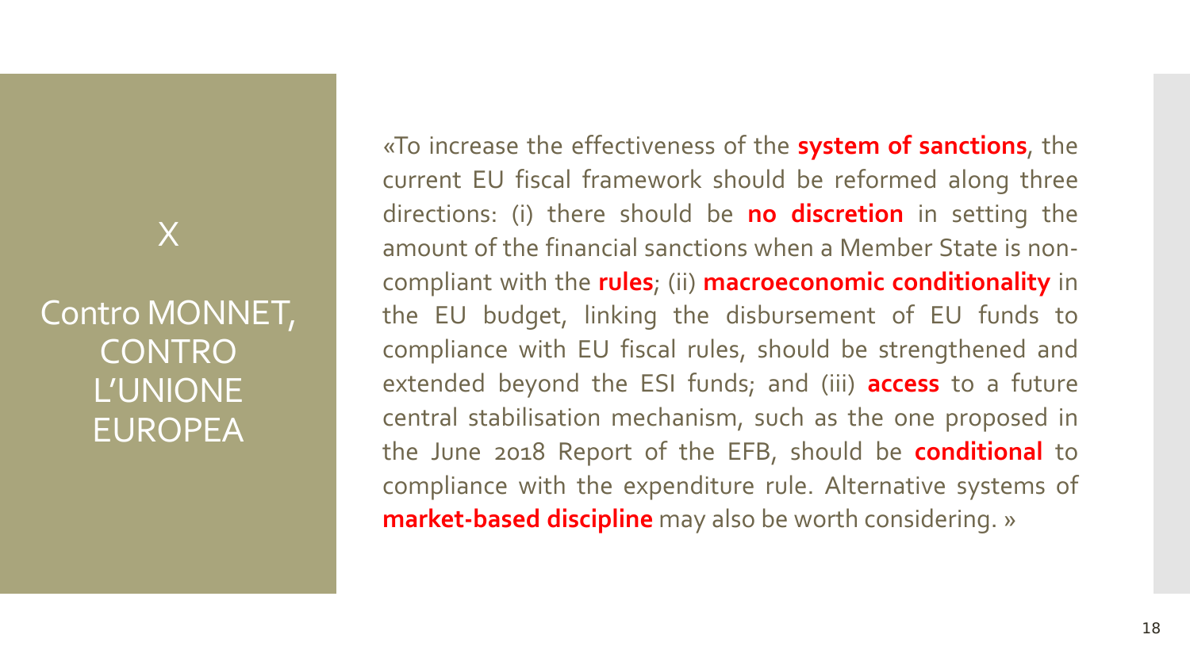## X

## Contro MONNET, CONTRO L'UNIONE EUROPEA

«To increase the effectiveness of the **system of sanctions**, the current EU fiscal framework should be reformed along three directions: (i) there should be **no discretion** in setting the amount of the financial sanctions when a Member State is non-compliant with the **rules**; (ii) **macroeconomic conditionality** in the EU budget, linking the disbursement of EU funds to compliance with EU fiscal rules, should be strengthened and extended beyond the ESI funds; and (iii) **access** to a future central stabilisation mechanism, such as the one proposed in the June 2018 Report of the EFB, should be **conditional** to compliance with the expenditure rule. Alternative systems of **market-based discipline** may also be worth considering. »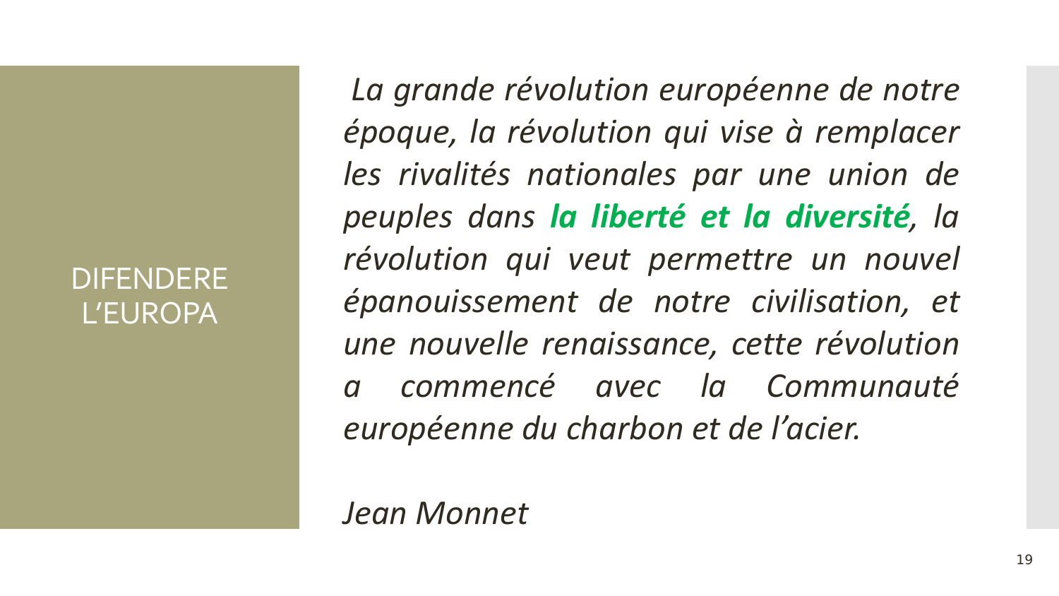## DIFENDERE L'EUROPA

*La grande révolution européenne de notre époque, la révolution qui vise à remplacer les rivalités nationales par une union de peuples dans* ***la liberté et la diversité****, la révolution qui veut permettre un nouvel épanouissement de notre civilisation, et une nouvelle renaissance, cette révolution a commencé avec la Communauté européenne du charbon et de l'acier.*

*Jean Monnet*